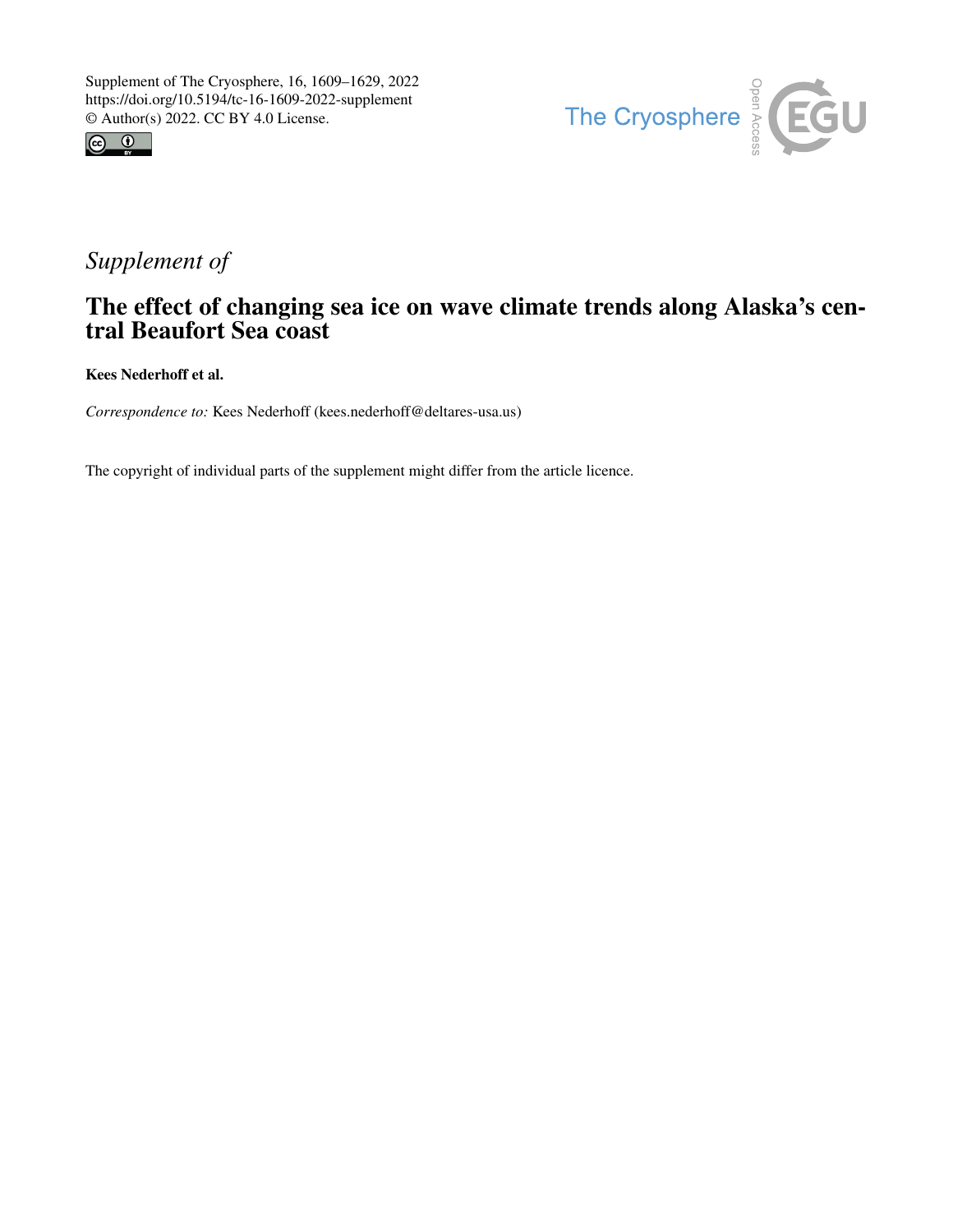Supplement of The Cryosphere, 16, 1609–1629, 2022
https://doi.org/10.5194/tc-16-1609-2022-supplement
© Author(s) 2022. CC BY 4.0 License.

*Supplement of*

# The effect of changing sea ice on wave climate trends along Alaska's central Beaufort Sea coast

**Kees Nederhoff et al.**

*Correspondence to:* Kees Nederhoff (kees.nederhoff@deltares-usa.us)

The copyright of individual parts of the supplement might differ from the article licence.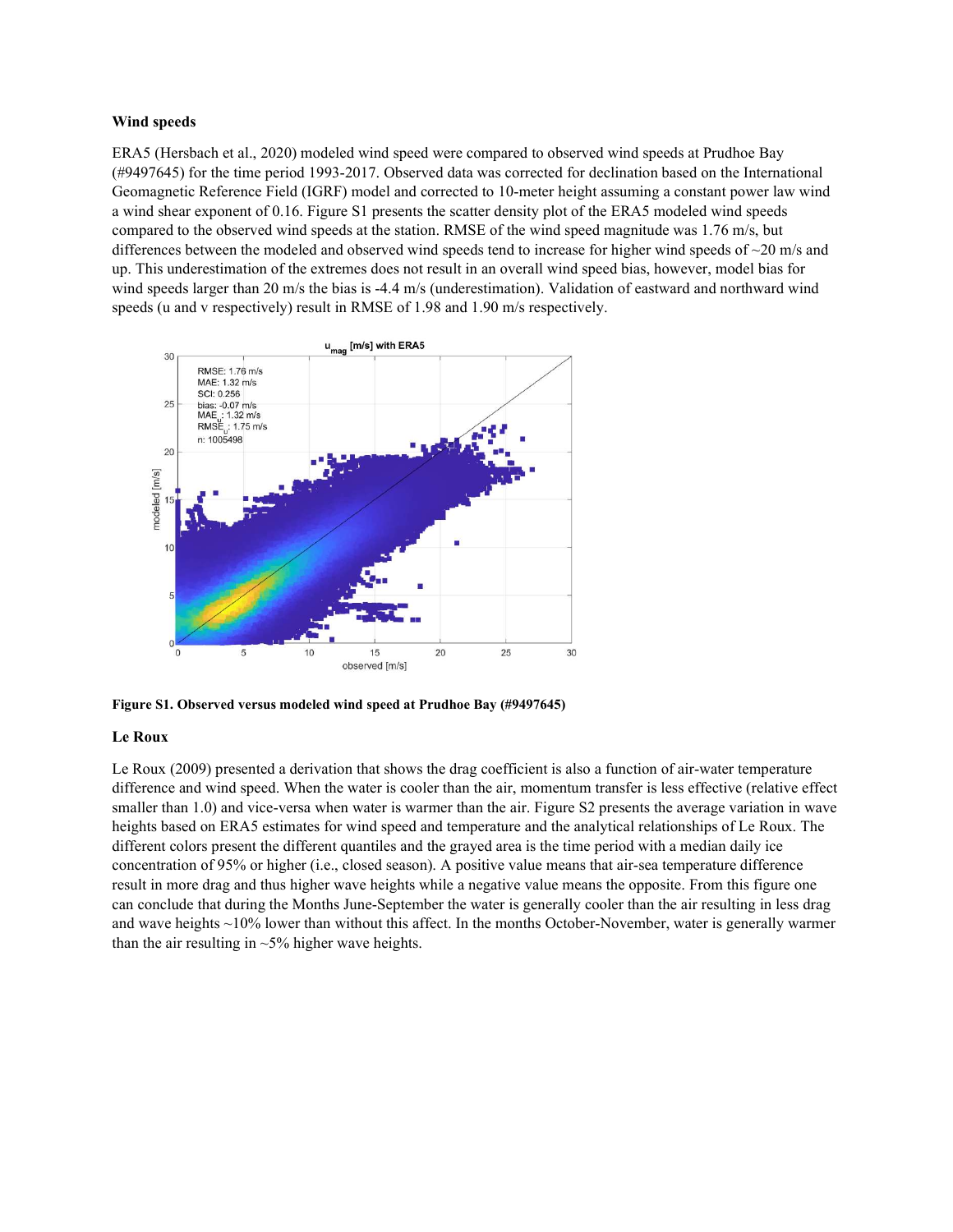### Wind speeds

ERA5 (Hersbach et al., 2020) modeled wind speed were compared to observed wind speeds at Prudhoe Bay (#9497645) for the time period 1993-2017. Observed data was corrected for declination based on the International Geomagnetic Reference Field (IGRF) model and corrected to 10-meter height assuming a constant power law wind a wind shear exponent of 0.16. Figure S1 presents the scatter density plot of the ERA5 modeled wind speeds compared to the observed wind speeds at the station. RMSE of the wind speed magnitude was 1.76 m/s, but differences between the modeled and observed wind speeds tend to increase for higher wind speeds of ~20 m/s and up. This underestimation of the extremes does not result in an overall wind speed bias, however, model bias for wind speeds larger than 20 m/s the bias is -4.4 m/s (underestimation). Validation of eastward and northward wind speeds (u and v respectively) result in RMSE of 1.98 and 1.90 m/s respectively.

**Figure S1. Observed versus modeled wind speed at Prudhoe Bay (#9497645)**

### Le Roux

Le Roux (2009) presented a derivation that shows the drag coefficient is also a function of air-water temperature difference and wind speed. When the water is cooler than the air, momentum transfer is less effective (relative effect smaller than 1.0) and vice-versa when water is warmer than the air. Figure S2 presents the average variation in wave heights based on ERA5 estimates for wind speed and temperature and the analytical relationships of Le Roux. The different colors present the different quantiles and the grayed area is the time period with a median daily ice concentration of 95% or higher (i.e., closed season). A positive value means that air-sea temperature difference result in more drag and thus higher wave heights while a negative value means the opposite. From this figure one can conclude that during the Months June-September the water is generally cooler than the air resulting in less drag and wave heights ~10% lower than without this affect. In the months October-November, water is generally warmer than the air resulting in ~5% higher wave heights.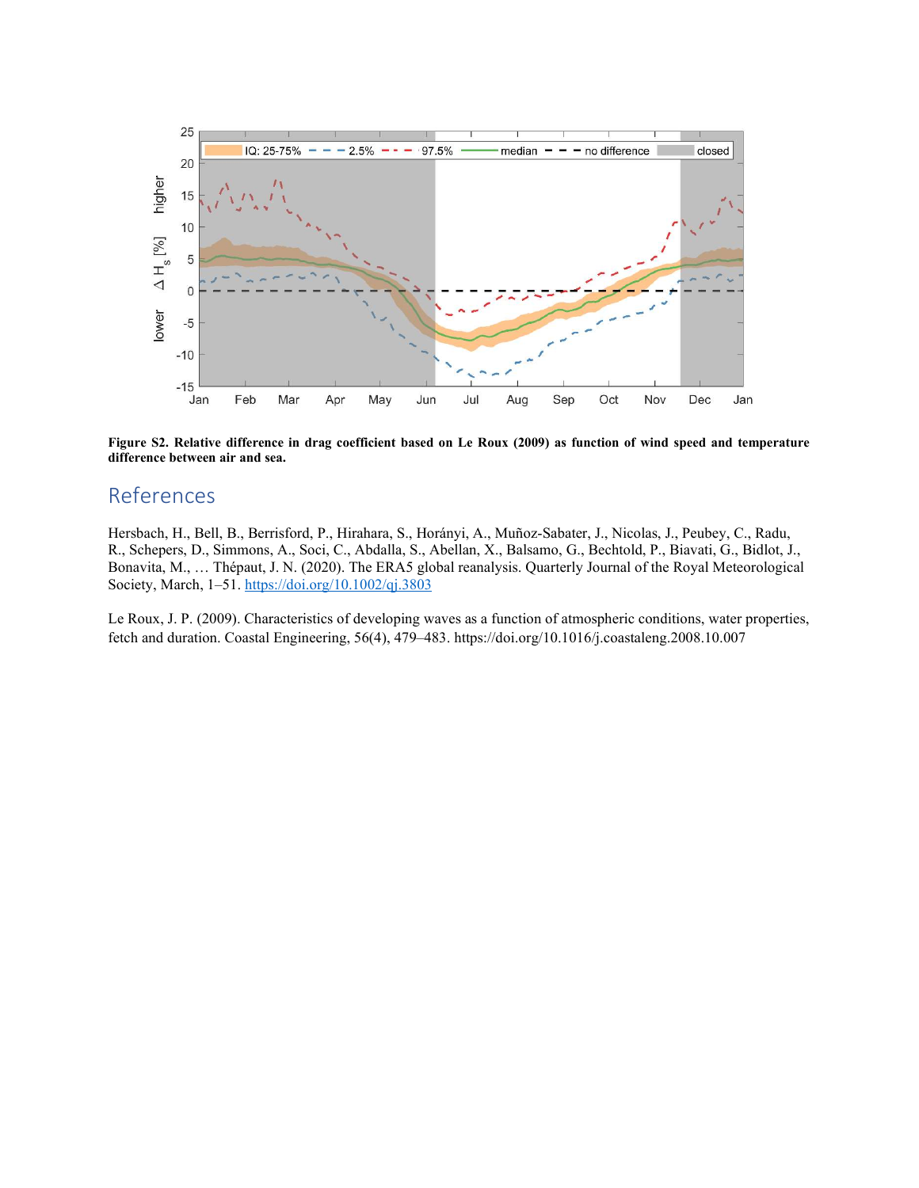25

20

15

10

5

0

-5

-10

-15

higher

lower

$\Delta H_s$ [%]

IQ: 25-75%  2.5%  97.5%  median  no difference  closed

Jan Feb Mar Apr May Jun Jul Aug Sep Oct Nov Dec Jan

**Figure S2. Relative difference in drag coefficient based on Le Roux (2009) as function of wind speed and temperature difference between air and sea.**

## References

Hersbach, H., Bell, B., Berrisford, P., Hirahara, S., Horányi, A., Muñoz-Sabater, J., Nicolas, J., Peubey, C., Radu, R., Schepers, D., Simmons, A., Soci, C., Abdalla, S., Abellan, X., Balsamo, G., Bechtold, P., Biavati, G., Bidlot, J., Bonavita, M., … Thépaut, J. N. (2020). The ERA5 global reanalysis. Quarterly Journal of the Royal Meteorological Society, March, 1–51. https://doi.org/10.1002/qj.3803

Le Roux, J. P. (2009). Characteristics of developing waves as a function of atmospheric conditions, water properties, fetch and duration. Coastal Engineering, 56(4), 479–483. https://doi.org/10.1016/j.coastaleng.2008.10.007